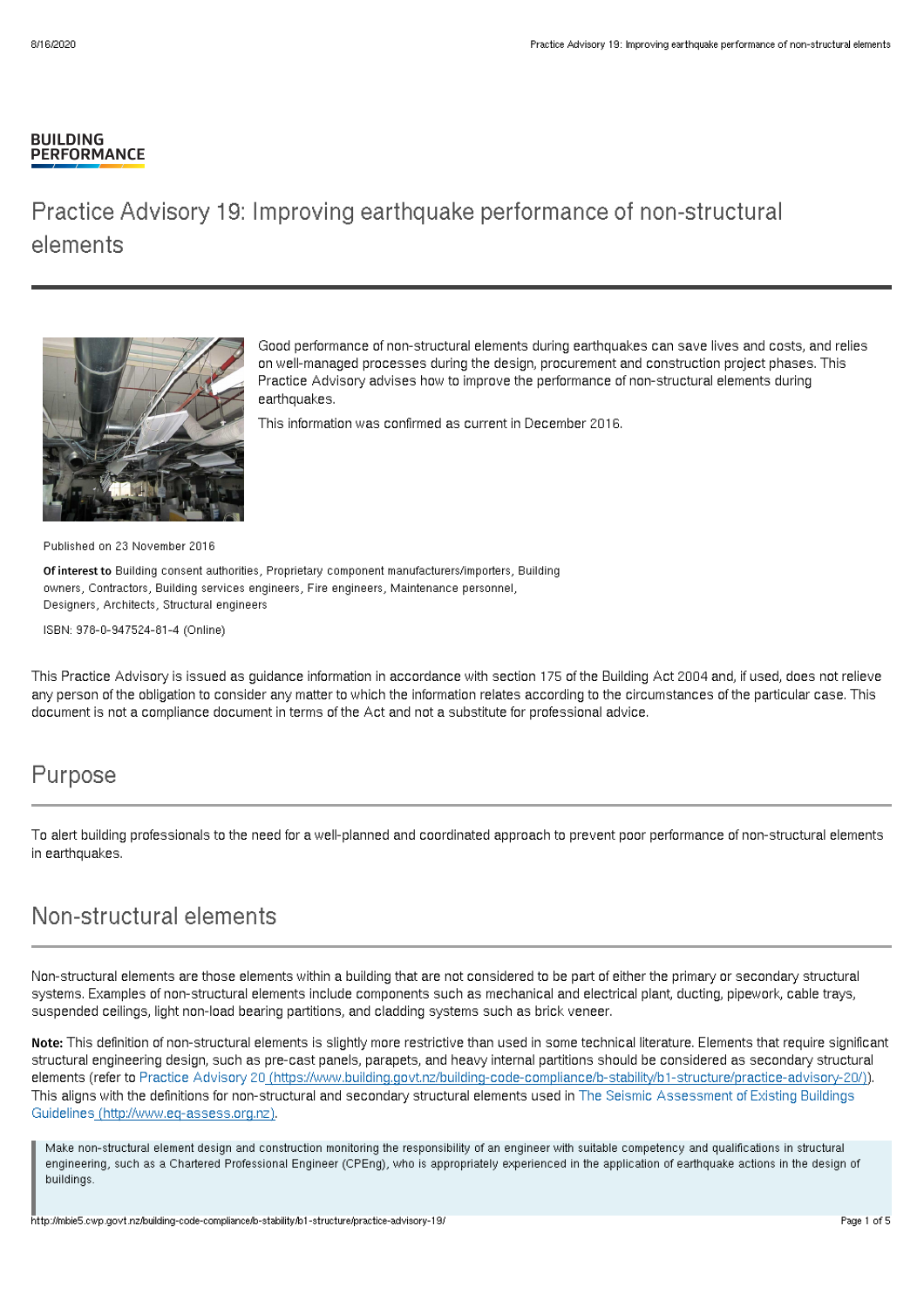BUILDING
PERFORMANCE

# Practice Advisory 19: Improving earthquake performance of non-structural elements

Good performance of non-structural elements during earthquakes can save lives and costs, and relies on well-managed processes during the design, procurement and construction project phases. This Practice Advisory advises how to improve the performance of non-structural elements during earthquakes.

This information was confirmed as current in December 2016.

Published on 23 November 2016

**Of interest to** Building consent authorities, Proprietary component manufacturers/importers, Building owners, Contractors, Building services engineers, Fire engineers, Maintenance personnel, Designers, Architects, Structural engineers

ISBN: 978-0-947524-81-4 (Online)

This Practice Advisory is issued as guidance information in accordance with section 175 of the Building Act 2004 and, if used, does not relieve any person of the obligation to consider any matter to which the information relates according to the circumstances of the particular case. This document is not a compliance document in terms of the Act and not a substitute for professional advice.

## Purpose

To alert building professionals to the need for a well-planned and coordinated approach to prevent poor performance of non-structural elements in earthquakes.

## Non-structural elements

Non-structural elements are those elements within a building that are not considered to be part of either the primary or secondary structural systems. Examples of non-structural elements include components such as mechanical and electrical plant, ducting, pipework, cable trays, suspended ceilings, light non-load bearing partitions, and cladding systems such as brick veneer.

**Note:** This definition of non-structural elements is slightly more restrictive than used in some technical literature. Elements that require significant structural engineering design, such as pre-cast panels, parapets, and heavy internal partitions should be considered as secondary structural elements (refer to Practice Advisory 20 (https://www.building.govt.nz/building-code-compliance/b-stability/b1-structure/practice-advisory-20/)). This aligns with the definitions for non-structural and secondary structural elements used in The Seismic Assessment of Existing Buildings Guidelines (http://www.eq-assess.org.nz).

> Make non-structural element design and construction monitoring the responsibility of an engineer with suitable competency and qualifications in structural engineering, such as a Chartered Professional Engineer (CPEng), who is appropriately experienced in the application of earthquake actions in the design of buildings.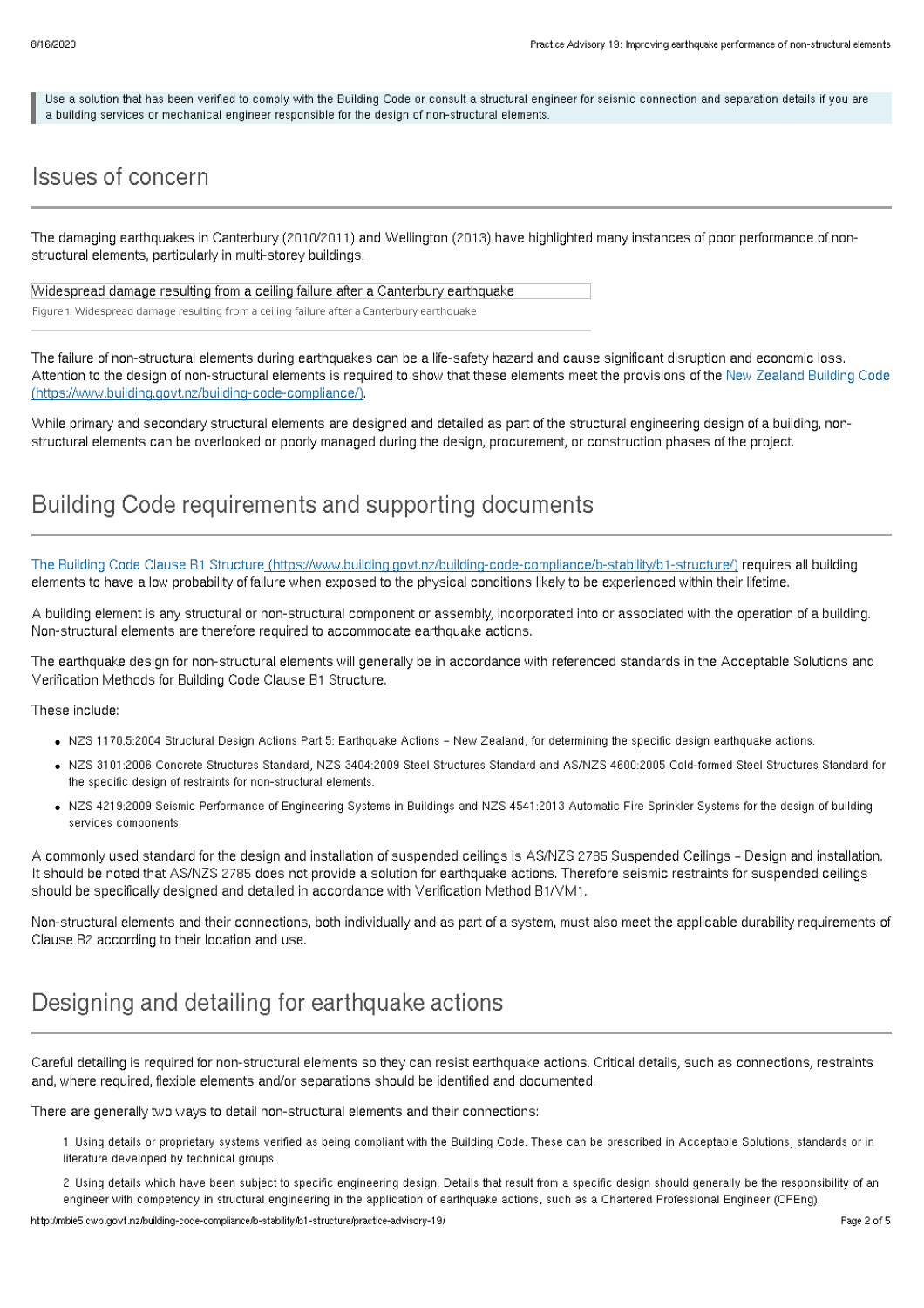> Use a solution that has been verified to comply with the Building Code or consult a structural engineer for seismic connection and separation details if you are a building services or mechanical engineer responsible for the design of non-structural elements.

## Issues of concern

The damaging earthquakes in Canterbury (2010/2011) and Wellington (2013) have highlighted many instances of poor performance of non-structural elements, particularly in multi-storey buildings.

Widespread damage resulting from a ceiling failure after a Canterbury earthquake

Figure 1: Widespread damage resulting from a ceiling failure after a Canterbury earthquake

The failure of non-structural elements during earthquakes can be a life-safety hazard and cause significant disruption and economic loss. Attention to the design of non-structural elements is required to show that these elements meet the provisions of the New Zealand Building Code (https://www.building.govt.nz/building-code-compliance/).

While primary and secondary structural elements are designed and detailed as part of the structural engineering design of a building, non-structural elements can be overlooked or poorly managed during the design, procurement, or construction phases of the project.

## Building Code requirements and supporting documents

The Building Code Clause B1 Structure (https://www.building.govt.nz/building-code-compliance/b-stability/b1-structure/) requires all building elements to have a low probability of failure when exposed to the physical conditions likely to be experienced within their lifetime.

A building element is any structural or non-structural component or assembly, incorporated into or associated with the operation of a building. Non-structural elements are therefore required to accommodate earthquake actions.

The earthquake design for non-structural elements will generally be in accordance with referenced standards in the Acceptable Solutions and Verification Methods for Building Code Clause B1 Structure.

These include:

- NZS 1170.5:2004 Structural Design Actions Part 5: Earthquake Actions – New Zealand, for determining the specific design earthquake actions.
- NZS 3101:2006 Concrete Structures Standard, NZS 3404:2009 Steel Structures Standard and AS/NZS 4600:2005 Cold-formed Steel Structures Standard for the specific design of restraints for non-structural elements.
- NZS 4219:2009 Seismic Performance of Engineering Systems in Buildings and NZS 4541:2013 Automatic Fire Sprinkler Systems for the design of building services components.

A commonly used standard for the design and installation of suspended ceilings is AS/NZS 2785 Suspended Ceilings – Design and installation. It should be noted that AS/NZS 2785 does not provide a solution for earthquake actions. Therefore seismic restraints for suspended ceilings should be specifically designed and detailed in accordance with Verification Method B1/VM1.

Non-structural elements and their connections, both individually and as part of a system, must also meet the applicable durability requirements of Clause B2 according to their location and use.

## Designing and detailing for earthquake actions

Careful detailing is required for non-structural elements so they can resist earthquake actions. Critical details, such as connections, restraints and, where required, flexible elements and/or separations should be identified and documented.

There are generally two ways to detail non-structural elements and their connections:

1. Using details or proprietary systems verified as being compliant with the Building Code. These can be prescribed in Acceptable Solutions, standards or in literature developed by technical groups.
2. Using details which have been subject to specific engineering design. Details that result from a specific design should generally be the responsibility of an engineer with competency in structural engineering in the application of earthquake actions, such as a Chartered Professional Engineer (CPEng).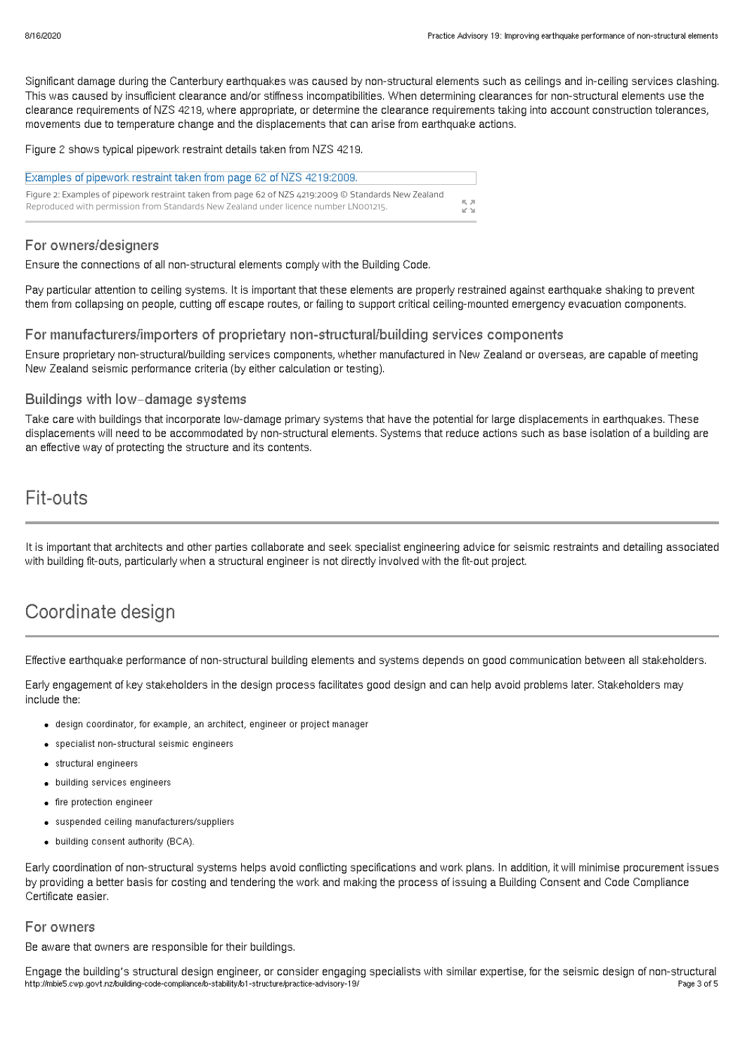Significant damage during the Canterbury earthquakes was caused by non-structural elements such as ceilings and in-ceiling services clashing. This was caused by insufficient clearance and/or stiffness incompatibilities. When determining clearances for non-structural elements use the clearance requirements of NZS 4219, where appropriate, or determine the clearance requirements taking into account construction tolerances, movements due to temperature change and the displacements that can arise from earthquake actions.

Figure 2 shows typical pipework restraint details taken from NZS 4219.

Examples of pipework restraint taken from page 62 of NZS 4219:2009.

Figure 2: Examples of pipework restraint taken from page 62 of NZS 4219:2009 © Standards New Zealand Reproduced with permission from Standards New Zealand under licence number LN001215.

### For owners/designers

Ensure the connections of all non-structural elements comply with the Building Code.

Pay particular attention to ceiling systems. It is important that these elements are properly restrained against earthquake shaking to prevent them from collapsing on people, cutting off escape routes, or failing to support critical ceiling-mounted emergency evacuation components.

### For manufacturers/importers of proprietary non-structural/building services components

Ensure proprietary non-structural/building services components, whether manufactured in New Zealand or overseas, are capable of meeting New Zealand seismic performance criteria (by either calculation or testing).

### Buildings with low-damage systems

Take care with buildings that incorporate low-damage primary systems that have the potential for large displacements in earthquakes. These displacements will need to be accommodated by non-structural elements. Systems that reduce actions such as base isolation of a building are an effective way of protecting the structure and its contents.

## Fit-outs

It is important that architects and other parties collaborate and seek specialist engineering advice for seismic restraints and detailing associated with building fit-outs, particularly when a structural engineer is not directly involved with the fit-out project.

## Coordinate design

Effective earthquake performance of non-structural building elements and systems depends on good communication between all stakeholders.

Early engagement of key stakeholders in the design process facilitates good design and can help avoid problems later. Stakeholders may include the:

- design coordinator, for example, an architect, engineer or project manager
- specialist non-structural seismic engineers
- structural engineers
- building services engineers
- fire protection engineer
- suspended ceiling manufacturers/suppliers
- building consent authority (BCA).

Early coordination of non-structural systems helps avoid conflicting specifications and work plans. In addition, it will minimise procurement issues by providing a better basis for costing and tendering the work and making the process of issuing a Building Consent and Code Compliance Certificate easier.

### For owners

Be aware that owners are responsible for their buildings.

Engage the building's structural design engineer, or consider engaging specialists with similar expertise, for the seismic design of non-structural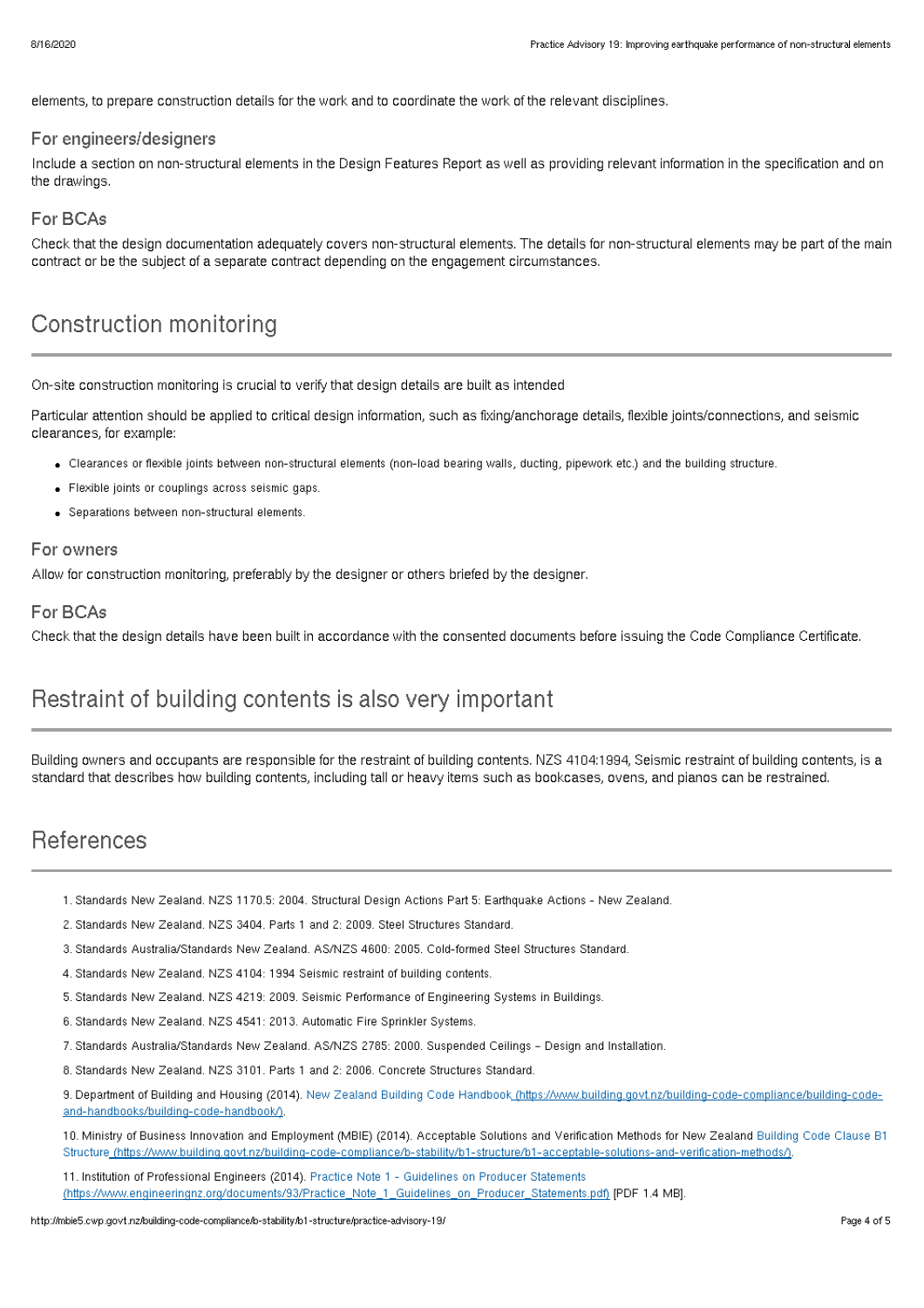elements, to prepare construction details for the work and to coordinate the work of the relevant disciplines.

### For engineers/designers

Include a section on non-structural elements in the Design Features Report as well as providing relevant information in the specification and on the drawings.

### For BCAs

Check that the design documentation adequately covers non-structural elements. The details for non-structural elements may be part of the main contract or be the subject of a separate contract depending on the engagement circumstances.

## Construction monitoring

On-site construction monitoring is crucial to verify that design details are built as intended

Particular attention should be applied to critical design information, such as fixing/anchorage details, flexible joints/connections, and seismic clearances, for example:

- Clearances or flexible joints between non-structural elements (non-load bearing walls, ducting, pipework etc.) and the building structure.
- Flexible joints or couplings across seismic gaps.
- Separations between non-structural elements.

### For owners

Allow for construction monitoring, preferably by the designer or others briefed by the designer.

### For BCAs

Check that the design details have been built in accordance with the consented documents before issuing the Code Compliance Certificate.

## Restraint of building contents is also very important

Building owners and occupants are responsible for the restraint of building contents. NZS 4104:1994, Seismic restraint of building contents, is a standard that describes how building contents, including tall or heavy items such as bookcases, ovens, and pianos can be restrained.

## References

1. Standards New Zealand. NZS 1170.5: 2004. Structural Design Actions Part 5: Earthquake Actions - New Zealand.
2. Standards New Zealand. NZS 3404. Parts 1 and 2: 2009. Steel Structures Standard.
3. Standards Australia/Standards New Zealand. AS/NZS 4600: 2005. Cold-formed Steel Structures Standard.
4. Standards New Zealand. NZS 4104: 1994 Seismic restraint of building contents.
5. Standards New Zealand. NZS 4219: 2009. Seismic Performance of Engineering Systems in Buildings.
6. Standards New Zealand. NZS 4541: 2013. Automatic Fire Sprinkler Systems.
7. Standards Australia/Standards New Zealand. AS/NZS 2785: 2000. Suspended Ceilings – Design and Installation.
8. Standards New Zealand. NZS 3101. Parts 1 and 2: 2006. Concrete Structures Standard.
9. Department of Building and Housing (2014). New Zealand Building Code Handbook (https://www.building.govt.nz/building-code-compliance/building-code-and-handbooks/building-code-handbook/).
10. Ministry of Business Innovation and Employment (MBIE) (2014). Acceptable Solutions and Verification Methods for New Zealand Building Code Clause B1 Structure (https://www.building.govt.nz/building-code-compliance/b-stability/b1-structure/b1-acceptable-solutions-and-verification-methods/).
11. Institution of Professional Engineers (2014). Practice Note 1 – Guidelines on Producer Statements (https://www.engineeringnz.org/documents/93/Practice_Note_1_Guidelines_on_Producer_Statements.pdf) [PDF 1.4 MB].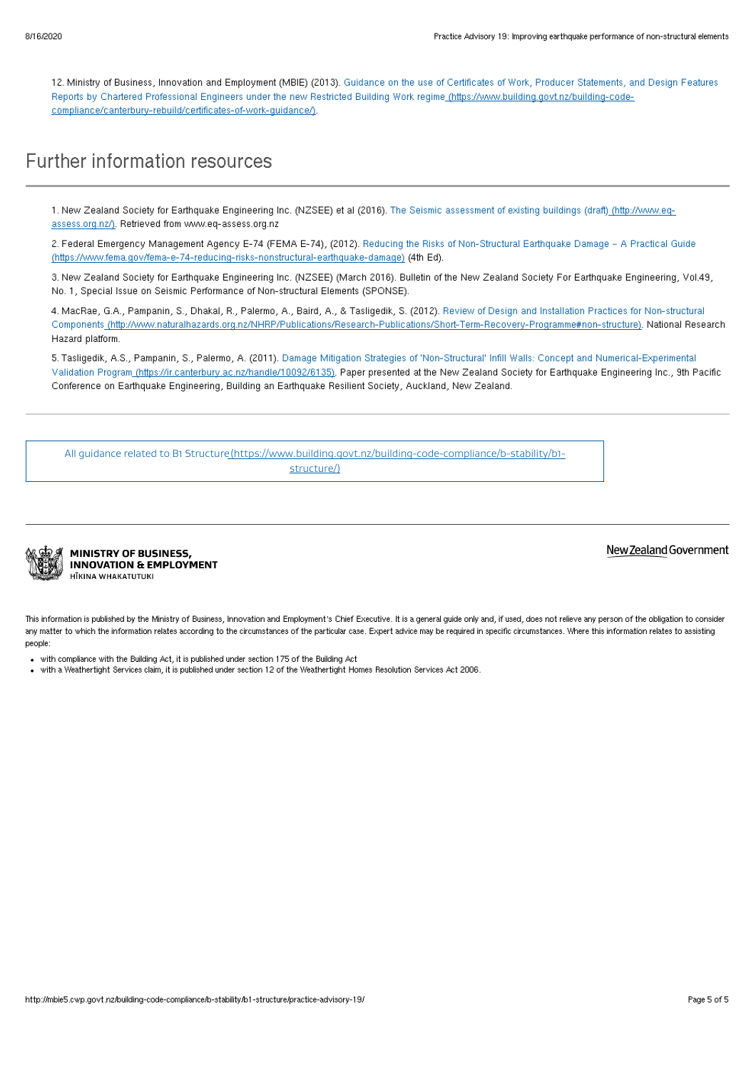12. Ministry of Business, Innovation and Employment (MBIE) (2013). Guidance on the use of Certificates of Work, Producer Statements, and Design Features Reports by Chartered Professional Engineers under the new Restricted Building Work regime (https://www.building.govt.nz/building-code-compliance/canterbury-rebuild/certificates-of-work-guidance/).

## Further information resources

1. New Zealand Society for Earthquake Engineering Inc. (NZSEE) et al (2016). The Seismic assessment of existing buildings (draft) (http://www.eq-assess.org.nz/). Retrieved from www.eq-assess.org.nz

2. Federal Emergency Management Agency E-74 (FEMA E-74), (2012). Reducing the Risks of Non-Structural Earthquake Damage – A Practical Guide (https://www.fema.gov/fema-e-74-reducing-risks-nonstructural-earthquake-damage) (4th Ed).

3. New Zealand Society for Earthquake Engineering Inc. (NZSEE) (March 2016). Bulletin of the New Zealand Society For Earthquake Engineering, Vol.49, No. 1, Special Issue on Seismic Performance of Non-structural Elements (SPONSE).

4. MacRae, G.A., Pampanin, S., Dhakal, R., Palermo, A., Baird, A., & Tasligedik, S. (2012). Review of Design and Installation Practices for Non-structural Components (http://www.naturalhazards.org.nz/NHRP/Publications/Research-Publications/Short-Term-Recovery-Programme#non-structure). National Research Hazard platform.

5. Tasligedik, A.S., Pampanin, S., Palermo, A. (2011). Damage Mitigation Strategies of 'Non-Structural' Infill Walls: Concept and Numerical-Experimental Validation Program (https://ir.canterbury.ac.nz/handle/10092/6135). Paper presented at the New Zealand Society for Earthquake Engineering Inc., 9th Pacific Conference on Earthquake Engineering, Building an Earthquake Resilient Society, Auckland, New Zealand.

All guidance related to B1 Structure (https://www.building.govt.nz/building-code-compliance/b-stability/b1-structure/)

**MINISTRY OF BUSINESS, INNOVATION & EMPLOYMENT**
HĪKINA WHAKATUTUKI

New Zealand Government

This information is published by the Ministry of Business, Innovation and Employment's Chief Executive. It is a general guide only and, if used, does not relieve any person of the obligation to consider any matter to which the information relates according to the circumstances of the particular case. Expert advice may be required in specific circumstances. Where this information relates to assisting people:

- with compliance with the Building Act, it is published under section 175 of the Building Act
- with a Weathertight Services claim, it is published under section 12 of the Weathertight Homes Resolution Services Act 2006.